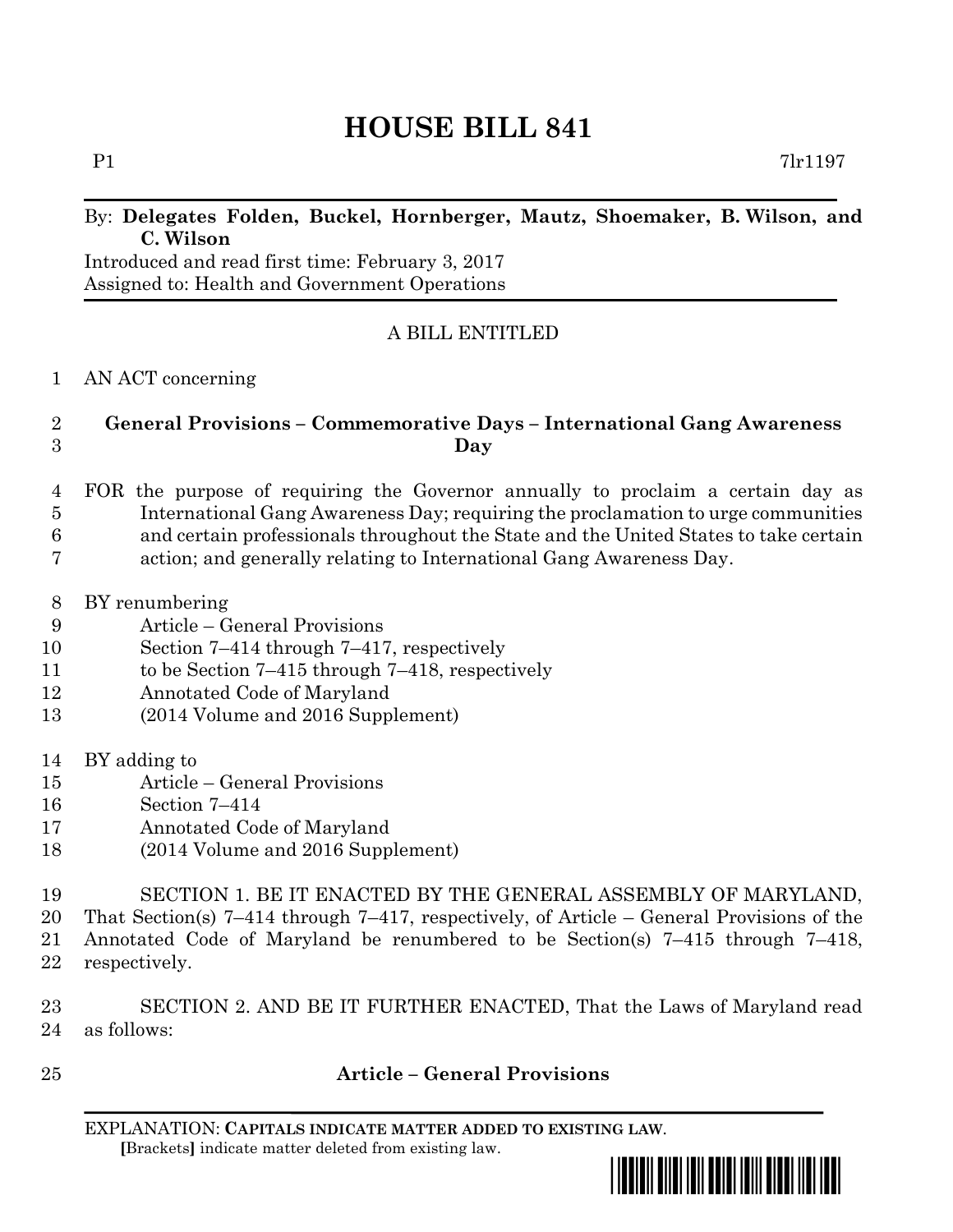# HOUSE BILL 841

P1 7lr1197

By: **Delegates Folden, Buckel, Hornberger, Mautz, Shoemaker, B. Wilson, and C. Wilson**

Introduced and read first time: February 3, 2017

Assigned to: Health and Government Operations

A BILL ENTITLED

1 AN ACT concerning

2 **General Provisions – Commemorative Days – International Gang Awareness**
3 **Day**

4 FOR the purpose of requiring the Governor annually to proclaim a certain day as
5 International Gang Awareness Day; requiring the proclamation to urge communities
6 and certain professionals throughout the State and the United States to take certain
7 action; and generally relating to International Gang Awareness Day.

8 BY renumbering
9 Article – General Provisions
10 Section 7–414 through 7–417, respectively
11 to be Section 7–415 through 7–418, respectively
12 Annotated Code of Maryland
13 (2014 Volume and 2016 Supplement)

14 BY adding to
15 Article – General Provisions
16 Section 7–414
17 Annotated Code of Maryland
18 (2014 Volume and 2016 Supplement)

19 SECTION 1. BE IT ENACTED BY THE GENERAL ASSEMBLY OF MARYLAND,
20 That Section(s) 7–414 through 7–417, respectively, of Article – General Provisions of the
21 Annotated Code of Maryland be renumbered to be Section(s) 7–415 through 7–418,
22 respectively.

23 SECTION 2. AND BE IT FURTHER ENACTED, That the Laws of Maryland read
24 as follows:

25 **Article – General Provisions**

EXPLANATION: **CAPITALS INDICATE MATTER ADDED TO EXISTING LAW.**
[Brackets] indicate matter deleted from existing law.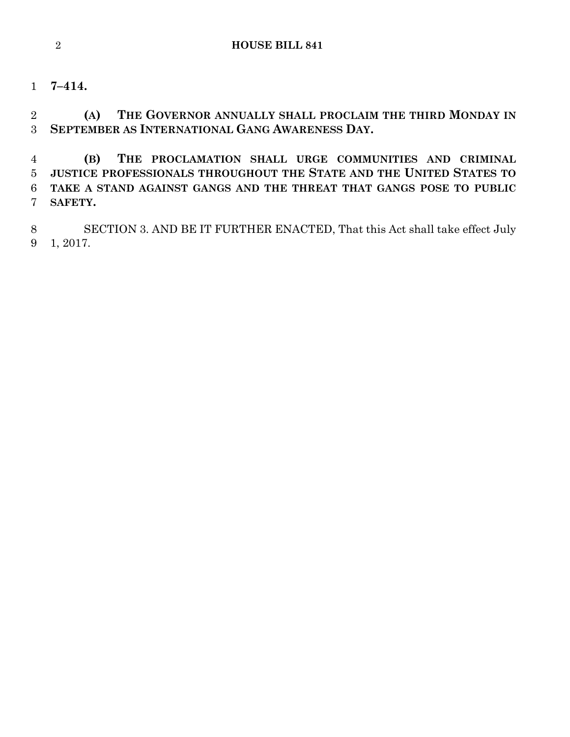**7–414.**

**(A) THE GOVERNOR ANNUALLY SHALL PROCLAIM THE THIRD MONDAY IN SEPTEMBER AS INTERNATIONAL GANG AWARENESS DAY.**

**(B) THE PROCLAMATION SHALL URGE COMMUNITIES AND CRIMINAL JUSTICE PROFESSIONALS THROUGHOUT THE STATE AND THE UNITED STATES TO TAKE A STAND AGAINST GANGS AND THE THREAT THAT GANGS POSE TO PUBLIC SAFETY.**

SECTION 3. AND BE IT FURTHER ENACTED, That this Act shall take effect July 1, 2017.